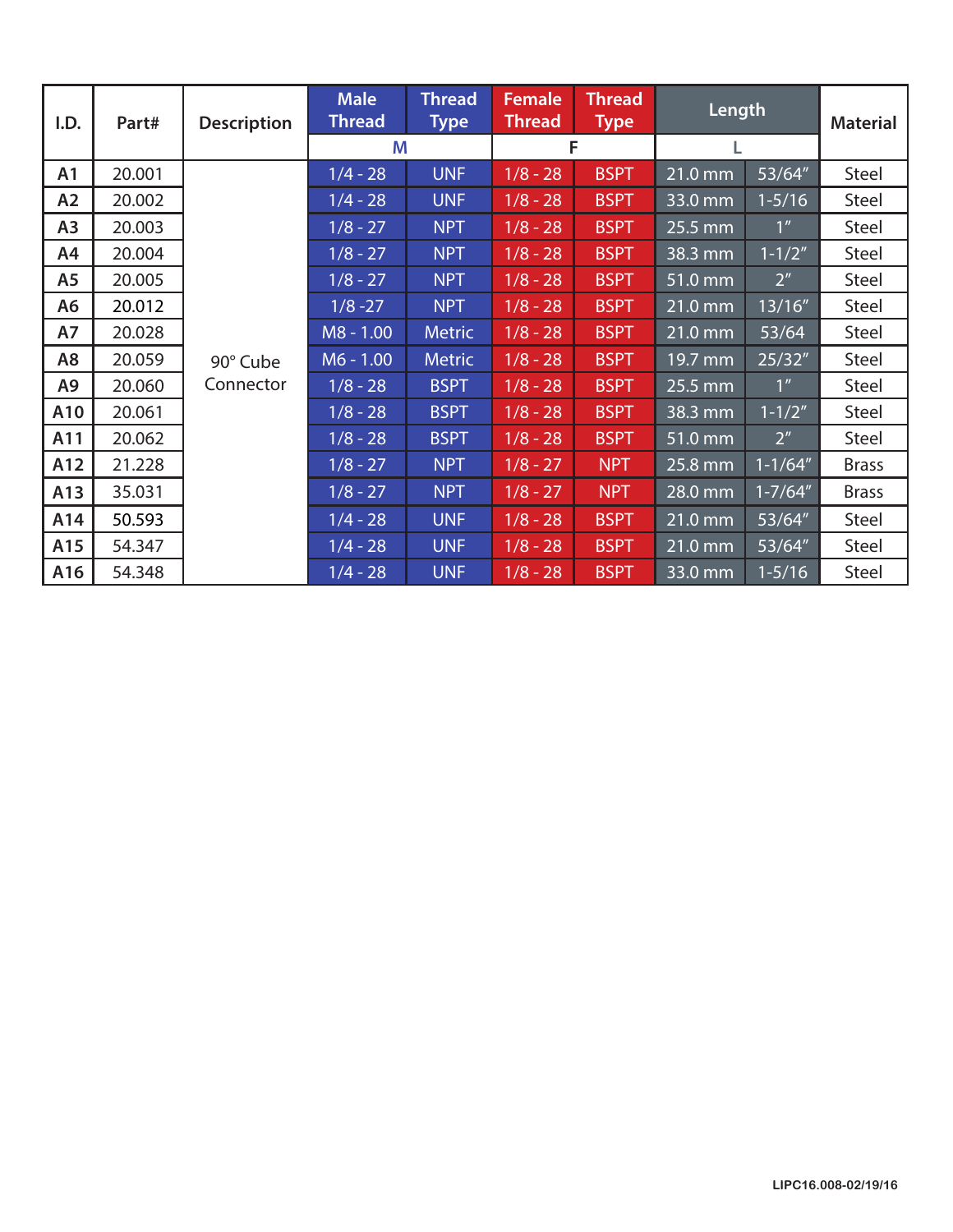| I.D. | Part# | Description | Male Thread | Thread Type | Female Thread | Thread Type | Length | | Material |
|---|---|---|---|---|---|---|---|---|---|
| | | | M | | F | | L | | |
| A1 | 20.001 | 90° Cube Connector | 1/4 - 28 | UNF | 1/8 - 28 | BSPT | 21.0 mm | 53/64″ | Steel |
| A2 | 20.002 | | 1/4 - 28 | UNF | 1/8 - 28 | BSPT | 33.0 mm | 1-5/16 | Steel |
| A3 | 20.003 | | 1/8 - 27 | NPT | 1/8 - 28 | BSPT | 25.5 mm | 1″ | Steel |
| A4 | 20.004 | | 1/8 - 27 | NPT | 1/8 - 28 | BSPT | 38.3 mm | 1-1/2″ | Steel |
| A5 | 20.005 | | 1/8 - 27 | NPT | 1/8 - 28 | BSPT | 51.0 mm | 2″ | Steel |
| A6 | 20.012 | | 1/8 -27 | NPT | 1/8 - 28 | BSPT | 21.0 mm | 13/16″ | Steel |
| A7 | 20.028 | | M8 - 1.00 | Metric | 1/8 - 28 | BSPT | 21.0 mm | 53/64 | Steel |
| A8 | 20.059 | | M6 - 1.00 | Metric | 1/8 - 28 | BSPT | 19.7 mm | 25/32″ | Steel |
| A9 | 20.060 | | 1/8 - 28 | BSPT | 1/8 - 28 | BSPT | 25.5 mm | 1″ | Steel |
| A10 | 20.061 | | 1/8 - 28 | BSPT | 1/8 - 28 | BSPT | 38.3 mm | 1-1/2″ | Steel |
| A11 | 20.062 | | 1/8 - 28 | BSPT | 1/8 - 28 | BSPT | 51.0 mm | 2″ | Steel |
| A12 | 21.228 | | 1/8 - 27 | NPT | 1/8 - 27 | NPT | 25.8 mm | 1-1/64″ | Brass |
| A13 | 35.031 | | 1/8 - 27 | NPT | 1/8 - 27 | NPT | 28.0 mm | 1-7/64″ | Brass |
| A14 | 50.593 | | 1/4 - 28 | UNF | 1/8 - 28 | BSPT | 21.0 mm | 53/64″ | Steel |
| A15 | 54.347 | | 1/4 - 28 | UNF | 1/8 - 28 | BSPT | 21.0 mm | 53/64″ | Steel |
| A16 | 54.348 | | 1/4 - 28 | UNF | 1/8 - 28 | BSPT | 33.0 mm | 1-5/16 | Steel |

LIPC16.008-02/19/16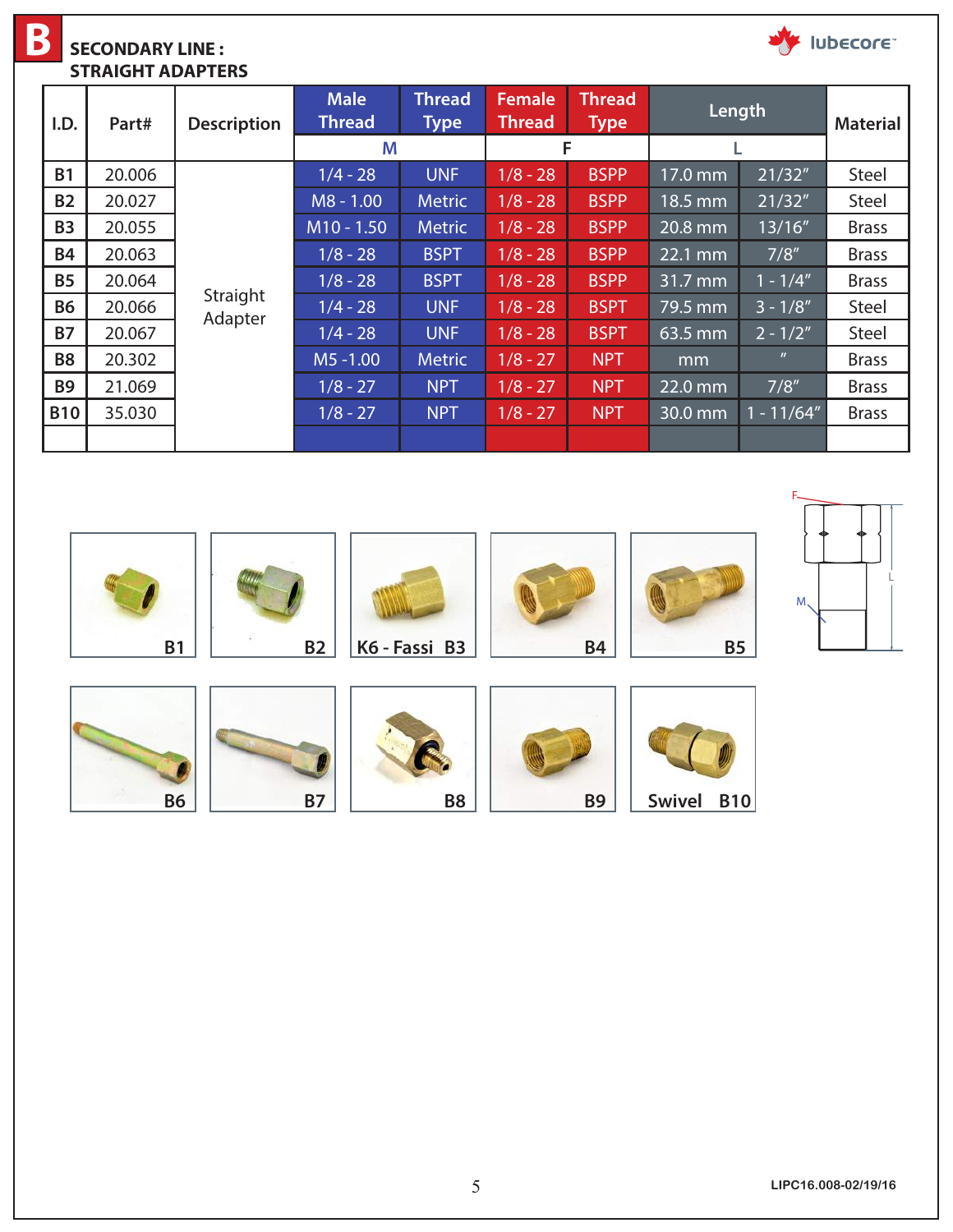# B SECONDARY LINE : STRAIGHT ADAPTERS

| I.D. | Part# | Description | Male Thread | Thread Type | Female Thread | Thread Type | Length | | Material |
|---|---|---|---|---|---|---|---|---|---|
| | | | M | | F | | L | | |
| B1 | 20.006 | Straight Adapter | 1/4 - 28 | UNF | 1/8 - 28 | BSPP | 17.0 mm | 21/32″ | Steel |
| B2 | 20.027 | | M8 - 1.00 | Metric | 1/8 - 28 | BSPP | 18.5 mm | 21/32″ | Steel |
| B3 | 20.055 | | M10 - 1.50 | Metric | 1/8 - 28 | BSPP | 20.8 mm | 13/16″ | Brass |
| B4 | 20.063 | | 1/8 - 28 | BSPT | 1/8 - 28 | BSPP | 22.1 mm | 7/8″ | Brass |
| B5 | 20.064 | | 1/8 - 28 | BSPT | 1/8 - 28 | BSPP | 31.7 mm | 1 - 1/4″ | Brass |
| B6 | 20.066 | | 1/4 - 28 | UNF | 1/8 - 28 | BSPT | 79.5 mm | 3 - 1/8″ | Steel |
| B7 | 20.067 | | 1/4 - 28 | UNF | 1/8 - 28 | BSPT | 63.5 mm | 2 - 1/2″ | Steel |
| B8 | 20.302 | | M5 -1.00 | Metric | 1/8 - 27 | NPT | mm | ″ | Brass |
| B9 | 21.069 | | 1/8 - 27 | NPT | 1/8 - 27 | NPT | 22.0 mm | 7/8″ | Brass |
| B10 | 35.030 | | 1/8 - 27 | NPT | 1/8 - 27 | NPT | 30.0 mm | 1 - 11/64″ | Brass |
| | | | | | | | | | |

B1 B2 K6 - Fassi B3 B4 B5

B6 B7 B8 B9 Swivel B10

LIPC16.008-02/19/16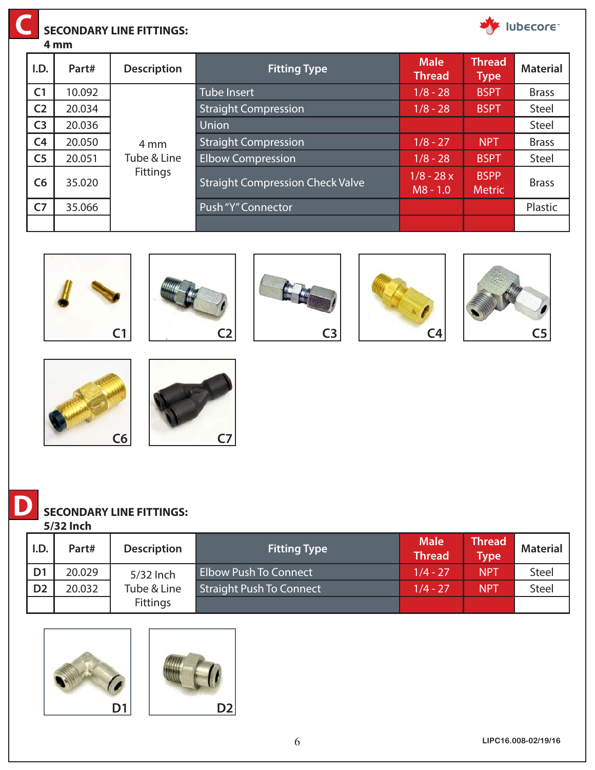## C SECONDARY LINE FITTINGS:
**4 mm**

| I.D. | Part# | Description | Fitting Type | Male Thread | Thread Type | Material |
|---|---|---|---|---|---|---|
| C1 | 10.092 | 4 mm Tube & Line Fittings | Tube Insert | 1/8 - 28 | BSPT | Brass |
| C2 | 20.034 | | Straight Compression | 1/8 - 28 | BSPT | Steel |
| C3 | 20.036 | | Union | | | Steel |
| C4 | 20.050 | | Straight Compression | 1/8 - 27 | NPT | Brass |
| C5 | 20.051 | | Elbow Compression | 1/8 - 28 | BSPT | Steel |
| C6 | 35.020 | | Straight Compression Check Valve | 1/8 - 28 x M8 - 1.0 | BSPP Metric | Brass |
| C7 | 35.066 | | Push "Y" Connector | | | Plastic |
| | | | | | | |

C1 C2 C3 C4 C5

C6 C7

## D SECONDARY LINE FITTINGS:
**5/32 Inch**

| I.D. | Part# | Description | Fitting Type | Male Thread | Thread Type | Material |
|---|---|---|---|---|---|---|
| D1 | 20.029 | 5/32 Inch Tube & Line Fittings | Elbow Push To Connect | 1/4 - 27 | NPT | Steel |
| D2 | 20.032 | | Straight Push To Connect | 1/4 - 27 | NPT | Steel |
| | | | | | | |

D1 D2

LIPC16.008-02/19/16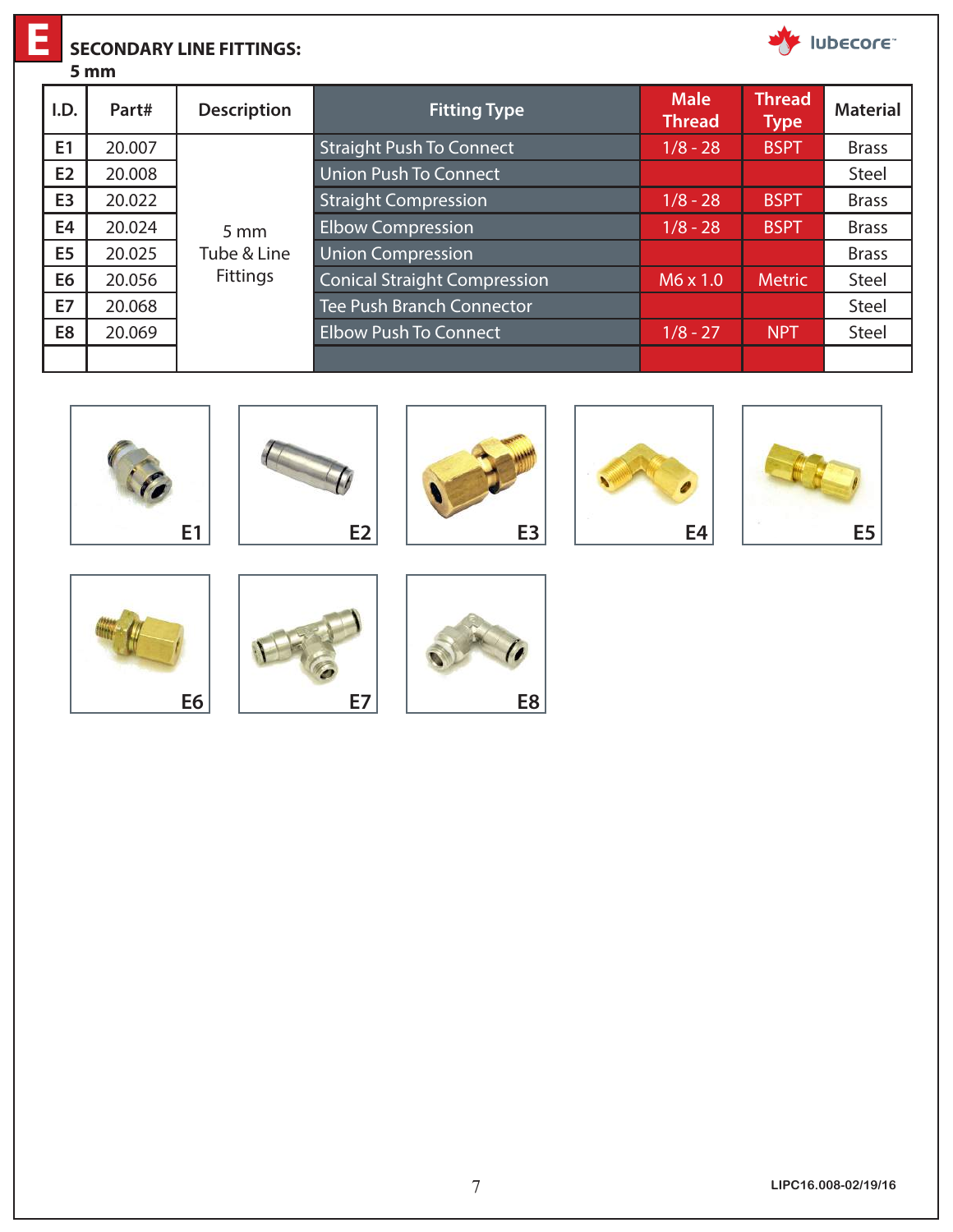# E SECONDARY LINE FITTINGS:

## 5 mm

| I.D. | Part# | Description | Fitting Type | Male Thread | Thread Type | Material |
|---|---|---|---|---|---|---|
| E1 | 20.007 | 5 mm Tube & Line Fittings | Straight Push To Connect | 1/8 - 28 | BSPT | Brass |
| E2 | 20.008 | | Union Push To Connect | | | Steel |
| E3 | 20.022 | | Straight Compression | 1/8 - 28 | BSPT | Brass |
| E4 | 20.024 | | Elbow Compression | 1/8 - 28 | BSPT | Brass |
| E5 | 20.025 | | Union Compression | | | Brass |
| E6 | 20.056 | | Conical Straight Compression | M6 x 1.0 | Metric | Steel |
| E7 | 20.068 | | Tee Push Branch Connector | | | Steel |
| E8 | 20.069 | | Elbow Push To Connect | 1/8 - 27 | NPT | Steel |
| | | | | | | |

E1 E2 E3 E4 E5

E6 E7 E8

LIPC16.008-02/19/16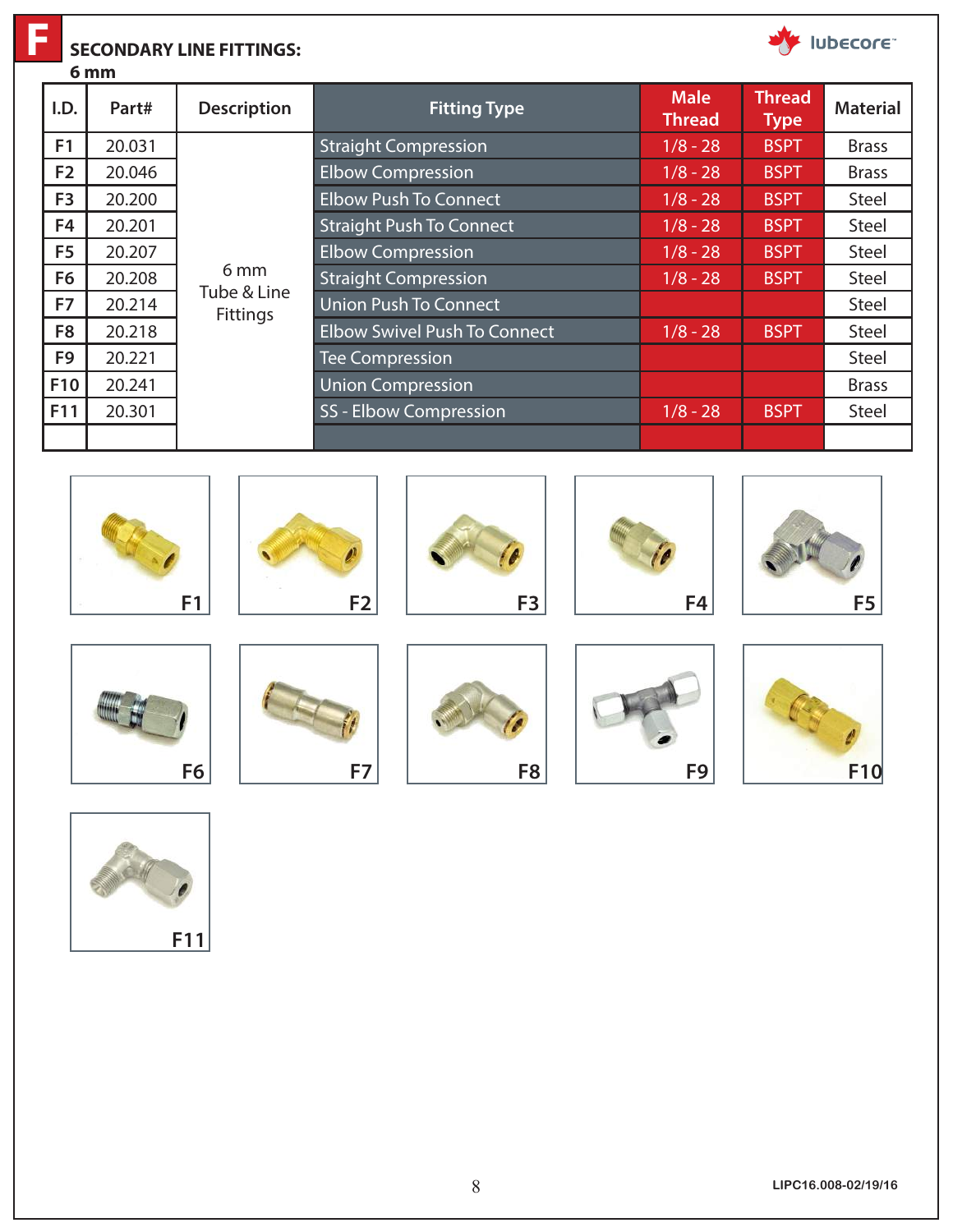# F SECONDARY LINE FITTINGS:

**6 mm**

| I.D. | Part# | Description | Fitting Type | Male Thread | Thread Type | Material |
|---|---|---|---|---|---|---|
| F1 | 20.031 | 6 mm Tube & Line Fittings | Straight Compression | 1/8 - 28 | BSPT | Brass |
| F2 | 20.046 | | Elbow Compression | 1/8 - 28 | BSPT | Brass |
| F3 | 20.200 | | Elbow Push To Connect | 1/8 - 28 | BSPT | Steel |
| F4 | 20.201 | | Straight Push To Connect | 1/8 - 28 | BSPT | Steel |
| F5 | 20.207 | | Elbow Compression | 1/8 - 28 | BSPT | Steel |
| F6 | 20.208 | | Straight Compression | 1/8 - 28 | BSPT | Steel |
| F7 | 20.214 | | Union Push To Connect | | | Steel |
| F8 | 20.218 | | Elbow Swivel Push To Connect | 1/8 - 28 | BSPT | Steel |
| F9 | 20.221 | | Tee Compression | | | Steel |
| F10 | 20.241 | | Union Compression | | | Brass |
| F11 | 20.301 | | SS - Elbow Compression | 1/8 - 28 | BSPT | Steel |
| | | | | | | |

F1

F2

F3

F4

F5

F6

F7

F8

F9

F10

F11

LIPC16.008-02/19/16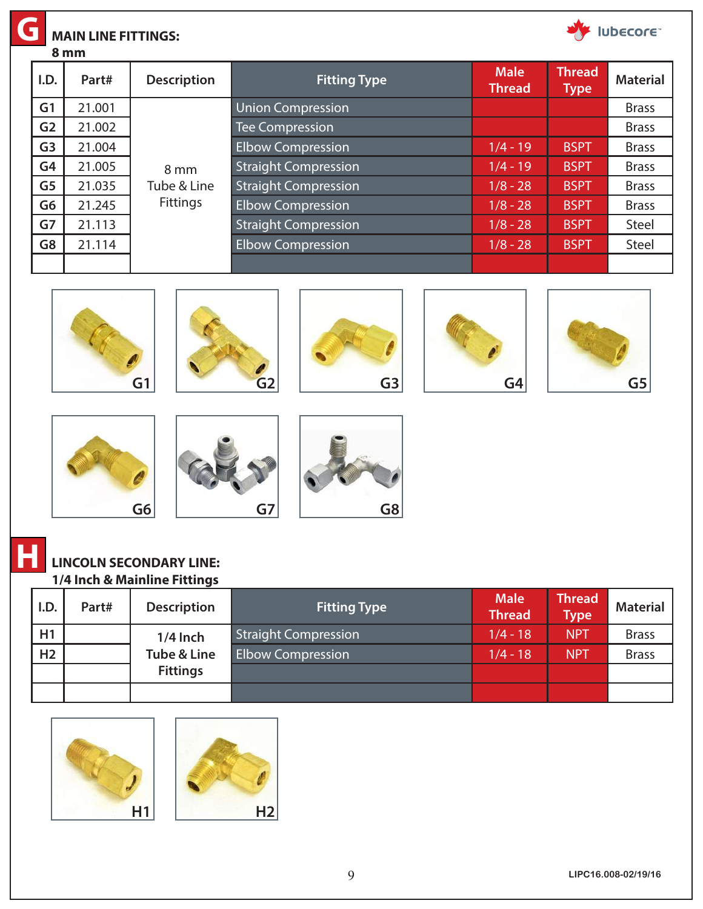## G MAIN LINE FITTINGS:
### 8 mm

| I.D. | Part# | Description | Fitting Type | Male Thread | Thread Type | Material |
|---|---|---|---|---|---|---|
| G1 | 21.001 | 8 mm Tube & Line Fittings | Union Compression | | | Brass |
| G2 | 21.002 | | Tee Compression | | | Brass |
| G3 | 21.004 | | Elbow Compression | 1/4 - 19 | BSPT | Brass |
| G4 | 21.005 | | Straight Compression | 1/4 - 19 | BSPT | Brass |
| G5 | 21.035 | | Straight Compression | 1/8 - 28 | BSPT | Brass |
| G6 | 21.245 | | Elbow Compression | 1/8 - 28 | BSPT | Brass |
| G7 | 21.113 | | Straight Compression | 1/8 - 28 | BSPT | Steel |
| G8 | 21.114 | | Elbow Compression | 1/8 - 28 | BSPT | Steel |
| | | | | | | |

G1 G2 G3 G4 G5

G6 G7 G8

## H LINCOLN SECONDARY LINE:
### 1/4 Inch & Mainline Fittings

| I.D. | Part# | Description | Fitting Type | Male Thread | Thread Type | Material |
|---|---|---|---|---|---|---|
| H1 | | 1/4 Inch Tube & Line Fittings | Straight Compression | 1/4 - 18 | NPT | Brass |
| H2 | | | Elbow Compression | 1/4 - 18 | NPT | Brass |
| | | | | | | |
| | | | | | | |

H1 H2

LIPC16.008-02/19/16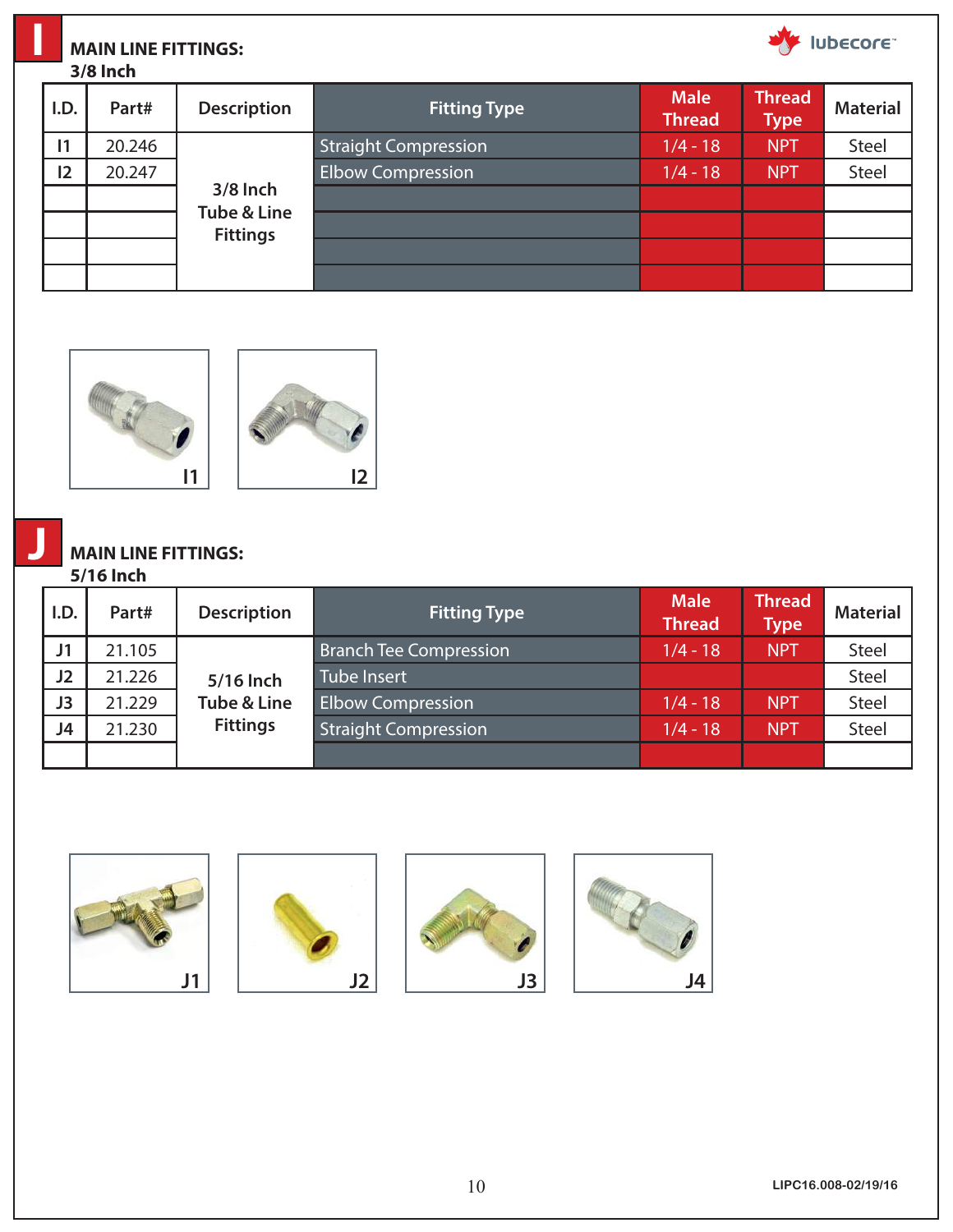# I

## MAIN LINE FITTINGS:
### 3/8 Inch

| I.D. | Part# | Description | Fitting Type | Male Thread | Thread Type | Material |
|---|---|---|---|---|---|---|
| I1 | 20.246 | 3/8 Inch Tube & Line Fittings | Straight Compression | 1/4 - 18 | NPT | Steel |
| I2 | 20.247 | | Elbow Compression | 1/4 - 18 | NPT | Steel |
| | | | | | | |
| | | | | | | |
| | | | | | | |
| | | | | | | |

I1

I2

# J

## MAIN LINE FITTINGS:
### 5/16 Inch

| I.D. | Part# | Description | Fitting Type | Male Thread | Thread Type | Material |
|---|---|---|---|---|---|---|
| J1 | 21.105 | 5/16 Inch Tube & Line Fittings | Branch Tee Compression | 1/4 - 18 | NPT | Steel |
| J2 | 21.226 | | Tube Insert | | | Steel |
| J3 | 21.229 | | Elbow Compression | 1/4 - 18 | NPT | Steel |
| J4 | 21.230 | | Straight Compression | 1/4 - 18 | NPT | Steel |
| | | | | | | |

J1

J2

J3

J4

LIPC16.008-02/19/16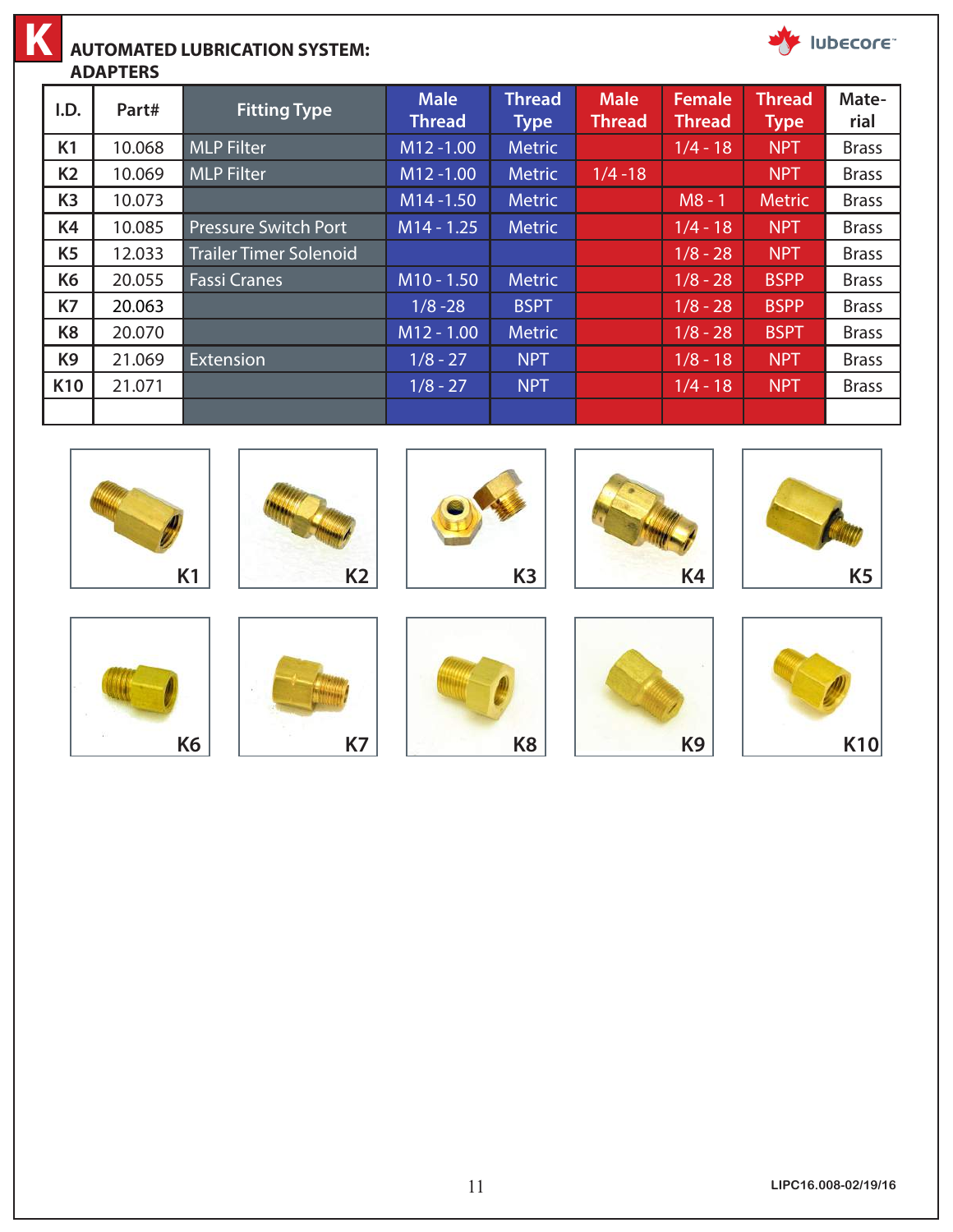# K AUTOMATED LUBRICATION SYSTEM: ADAPTERS

| I.D. | Part# | Fitting Type | Male Thread | Thread Type | Male Thread | Female Thread | Thread Type | Material |
|---|---|---|---|---|---|---|---|---|
| K1 | 10.068 | MLP Filter | M12 -1.00 | Metric | | 1/4 - 18 | NPT | Brass |
| K2 | 10.069 | MLP Filter | M12 -1.00 | Metric | 1/4 -18 | | NPT | Brass |
| K3 | 10.073 | | M14 -1.50 | Metric | | M8 - 1 | Metric | Brass |
| K4 | 10.085 | Pressure Switch Port | M14 - 1.25 | Metric | | 1/4 - 18 | NPT | Brass |
| K5 | 12.033 | Trailer Timer Solenoid | | | | 1/8 - 28 | NPT | Brass |
| K6 | 20.055 | Fassi Cranes | M10 - 1.50 | Metric | | 1/8 - 28 | BSPP | Brass |
| K7 | 20.063 | | 1/8 -28 | BSPT | | 1/8 - 28 | BSPP | Brass |
| K8 | 20.070 | | M12 - 1.00 | Metric | | 1/8 - 28 | BSPT | Brass |
| K9 | 21.069 | Extension | 1/8 - 27 | NPT | | 1/8 - 18 | NPT | Brass |
| K10 | 21.071 | | 1/8 - 27 | NPT | | 1/4 - 18 | NPT | Brass |
| | | | | | | | | |

K1 K2 K3 K4 K5

K6 K7 K8 K9 K10

LIPC16.008-02/19/16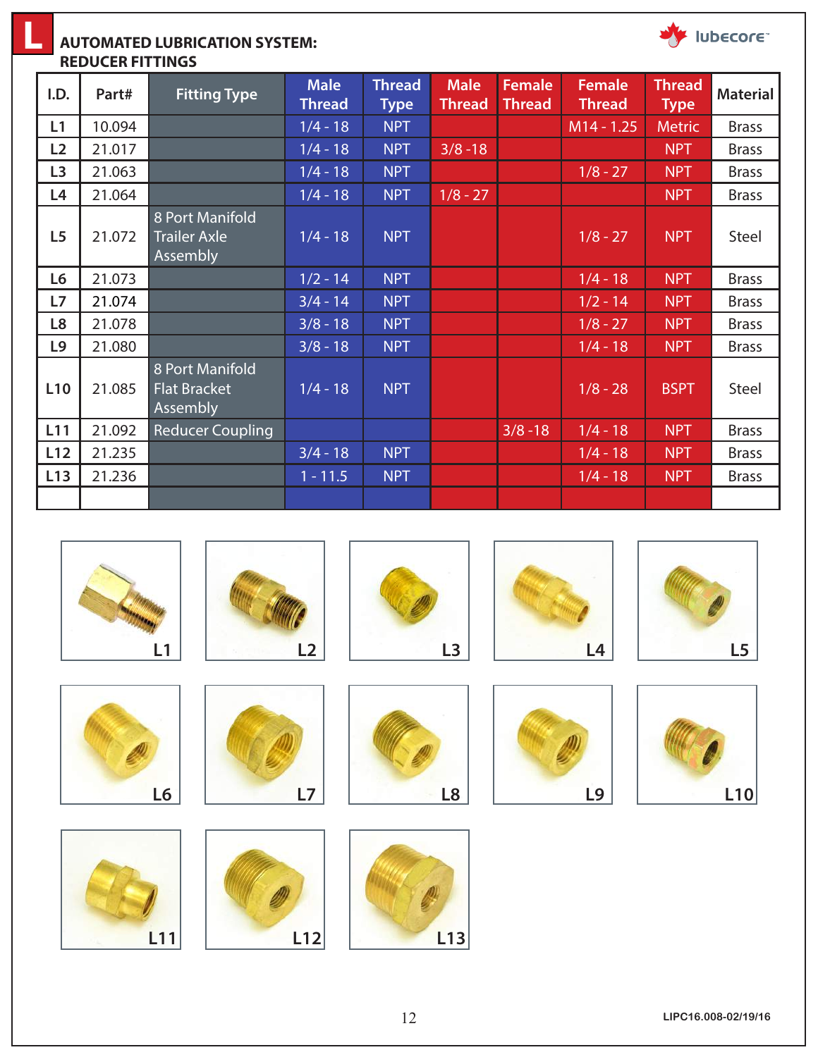# AUTOMATED LUBRICATION SYSTEM: REDUCER FITTINGS

| I.D. | Part# | Fitting Type | Male Thread | Thread Type | Male Thread | Female Thread | Female Thread | Thread Type | Material |
|---|---|---|---|---|---|---|---|---|---|
| L1 | 10.094 | | 1/4 - 18 | NPT | | | M14 - 1.25 | Metric | Brass |
| L2 | 21.017 | | 1/4 - 18 | NPT | 3/8 -18 | | | NPT | Brass |
| L3 | 21.063 | | 1/4 - 18 | NPT | | | 1/8 - 27 | NPT | Brass |
| L4 | 21.064 | | 1/4 - 18 | NPT | 1/8 - 27 | | | NPT | Brass |
| L5 | 21.072 | 8 Port Manifold Trailer Axle Assembly | 1/4 - 18 | NPT | | | 1/8 - 27 | NPT | Steel |
| L6 | 21.073 | | 1/2 - 14 | NPT | | | 1/4 - 18 | NPT | Brass |
| L7 | 21.074 | | 3/4 - 14 | NPT | | | 1/2 - 14 | NPT | Brass |
| L8 | 21.078 | | 3/8 - 18 | NPT | | | 1/8 - 27 | NPT | Brass |
| L9 | 21.080 | | 3/8 - 18 | NPT | | | 1/4 - 18 | NPT | Brass |
| L10 | 21.085 | 8 Port Manifold Flat Bracket Assembly | 1/4 - 18 | NPT | | | 1/8 - 28 | BSPT | Steel |
| L11 | 21.092 | Reducer Coupling | | | | 3/8 -18 | 1/4 - 18 | NPT | Brass |
| L12 | 21.235 | | 3/4 - 18 | NPT | | | 1/4 - 18 | NPT | Brass |
| L13 | 21.236 | | 1 - 11.5 | NPT | | | 1/4 - 18 | NPT | Brass |
| | | | | | | | | | |

L1 L2 L3 L4 L5

L6 L7 L8 L9 L10

L11 L12 L13

LIPC16.008-02/19/16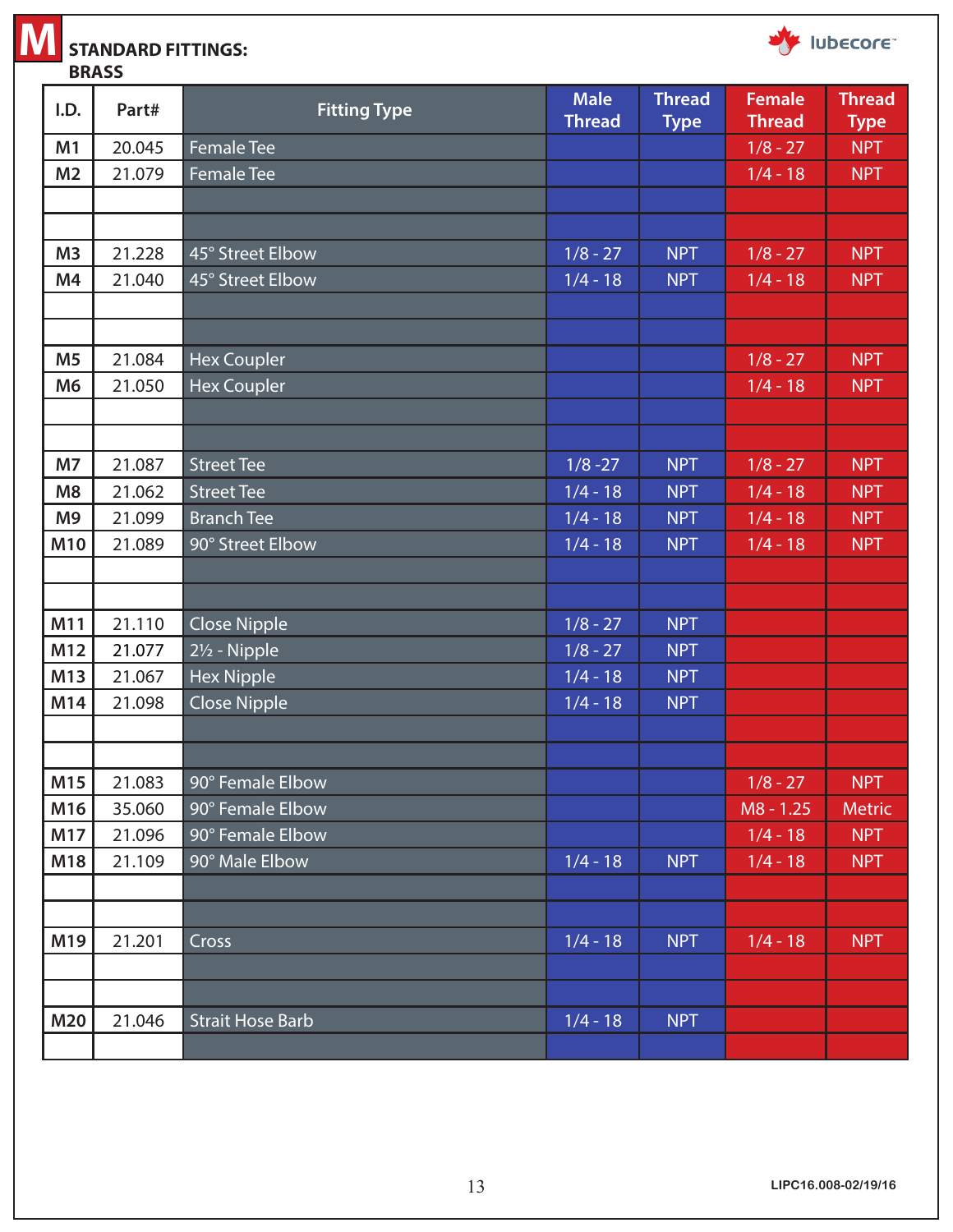# M STANDARD FITTINGS: BRASS

lubecore

| I.D. | Part# | Fitting Type | Male Thread | Thread Type | Female Thread | Thread Type |
|---|---|---|---|---|---|---|
| M1 | 20.045 | Female Tee | | | 1/8 - 27 | NPT |
| M2 | 21.079 | Female Tee | | | 1/4 - 18 | NPT |
| | | | | | | |
| | | | | | | |
| M3 | 21.228 | 45° Street Elbow | 1/8 - 27 | NPT | 1/8 - 27 | NPT |
| M4 | 21.040 | 45° Street Elbow | 1/4 - 18 | NPT | 1/4 - 18 | NPT |
| | | | | | | |
| | | | | | | |
| M5 | 21.084 | Hex Coupler | | | 1/8 - 27 | NPT |
| M6 | 21.050 | Hex Coupler | | | 1/4 - 18 | NPT |
| | | | | | | |
| | | | | | | |
| M7 | 21.087 | Street Tee | 1/8 -27 | NPT | 1/8 - 27 | NPT |
| M8 | 21.062 | Street Tee | 1/4 - 18 | NPT | 1/4 - 18 | NPT |
| M9 | 21.099 | Branch Tee | 1/4 - 18 | NPT | 1/4 - 18 | NPT |
| M10 | 21.089 | 90° Street Elbow | 1/4 - 18 | NPT | 1/4 - 18 | NPT |
| | | | | | | |
| | | | | | | |
| M11 | 21.110 | Close Nipple | 1/8 - 27 | NPT | | |
| M12 | 21.077 | 2½ - Nipple | 1/8 - 27 | NPT | | |
| M13 | 21.067 | Hex Nipple | 1/4 - 18 | NPT | | |
| M14 | 21.098 | Close Nipple | 1/4 - 18 | NPT | | |
| | | | | | | |
| | | | | | | |
| M15 | 21.083 | 90° Female Elbow | | | 1/8 - 27 | NPT |
| M16 | 35.060 | 90° Female Elbow | | | M8 - 1.25 | Metric |
| M17 | 21.096 | 90° Female Elbow | | | 1/4 - 18 | NPT |
| M18 | 21.109 | 90° Male Elbow | 1/4 - 18 | NPT | 1/4 - 18 | NPT |
| | | | | | | |
| | | | | | | |
| M19 | 21.201 | Cross | 1/4 - 18 | NPT | 1/4 - 18 | NPT |
| | | | | | | |
| | | | | | | |
| M20 | 21.046 | Strait Hose Barb | 1/4 - 18 | NPT | | |
| | | | | | | |

LIPC16.008-02/19/16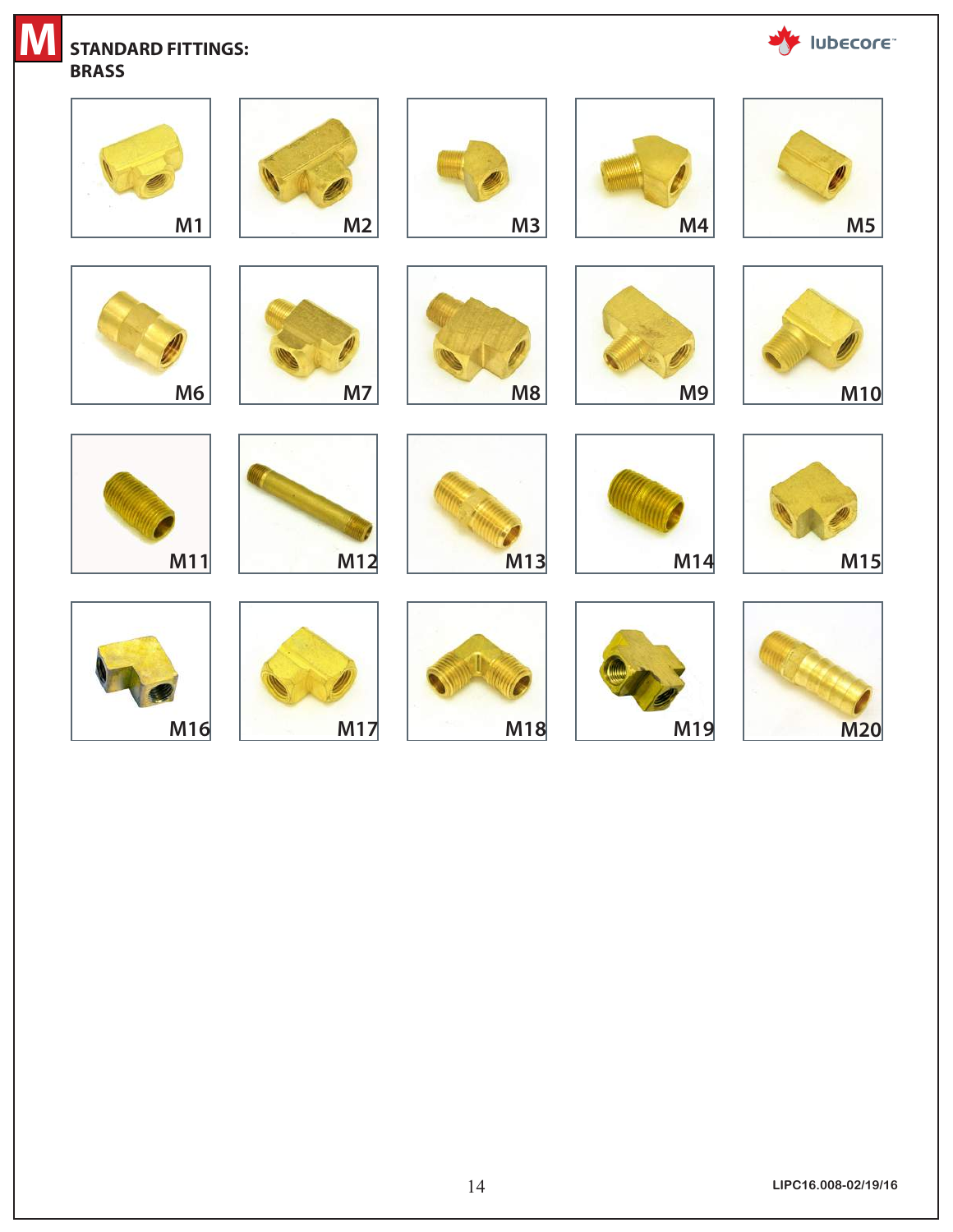# M STANDARD FITTINGS: BRASS

M1

M2

M3

M4

M5

M6

M7

M8

M9

M10

M11

M12

M13

M14

M15

M16

M17

M18

M19

M20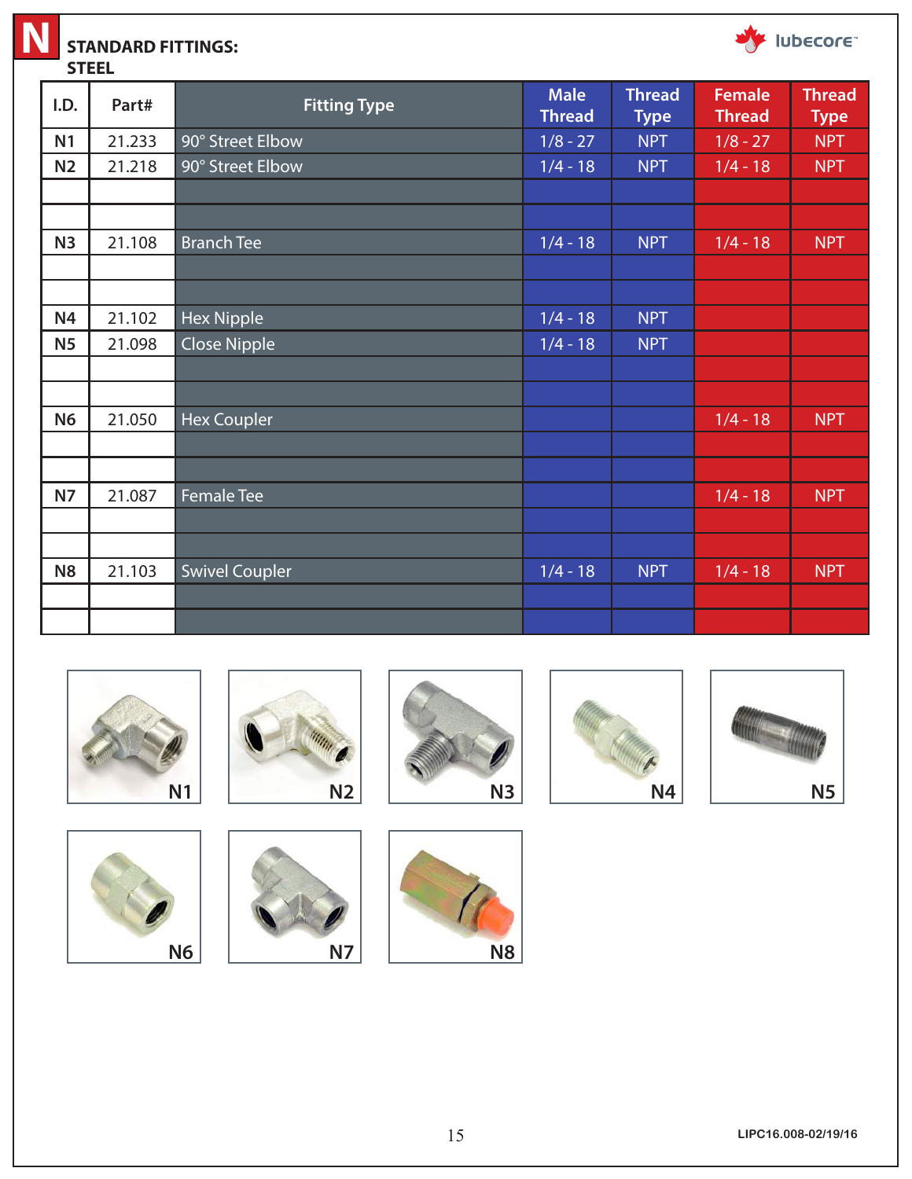# N STANDARD FITTINGS: STEEL

| I.D. | Part# | Fitting Type | Male Thread | Thread Type | Female Thread | Thread Type |
|---|---|---|---|---|---|---|
| N1 | 21.233 | 90° Street Elbow | 1/8 - 27 | NPT | 1/8 - 27 | NPT |
| N2 | 21.218 | 90° Street Elbow | 1/4 - 18 | NPT | 1/4 - 18 | NPT |
| | | | | | | |
| | | | | | | |
| N3 | 21.108 | Branch Tee | 1/4 - 18 | NPT | 1/4 - 18 | NPT |
| | | | | | | |
| | | | | | | |
| N4 | 21.102 | Hex Nipple | 1/4 - 18 | NPT | | |
| N5 | 21.098 | Close Nipple | 1/4 - 18 | NPT | | |
| | | | | | | |
| | | | | | | |
| N6 | 21.050 | Hex Coupler | | | 1/4 - 18 | NPT |
| | | | | | | |
| | | | | | | |
| N7 | 21.087 | Female Tee | | | 1/4 - 18 | NPT |
| | | | | | | |
| | | | | | | |
| N8 | 21.103 | Swivel Coupler | 1/4 - 18 | NPT | 1/4 - 18 | NPT |
| | | | | | | |
| | | | | | | |

N1 N2 N3 N4 N5

N6 N7 N8

LIPC16.008-02/19/16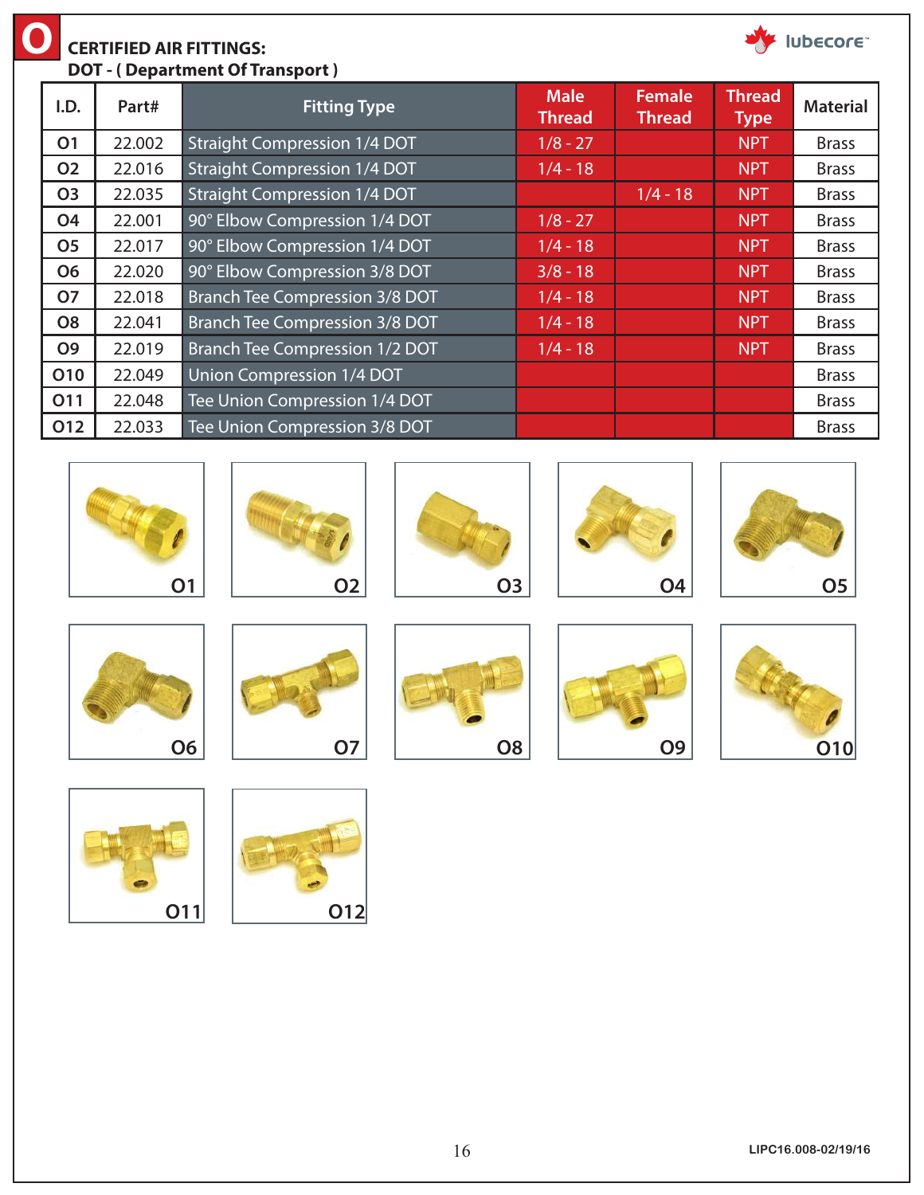# O CERTIFIED AIR FITTINGS:
## DOT - ( Department Of Transport )

| I.D. | Part# | Fitting Type | Male Thread | Female Thread | Thread Type | Material |
|---|---|---|---|---|---|---|
| O1 | 22.002 | Straight Compression 1/4 DOT | 1/8 - 27 | | NPT | Brass |
| O2 | 22.016 | Straight Compression 1/4 DOT | 1/4 - 18 | | NPT | Brass |
| O3 | 22.035 | Straight Compression 1/4 DOT | | 1/4 - 18 | NPT | Brass |
| O4 | 22.001 | 90° Elbow Compression 1/4 DOT | 1/8 - 27 | | NPT | Brass |
| O5 | 22.017 | 90° Elbow Compression 1/4 DOT | 1/4 - 18 | | NPT | Brass |
| O6 | 22.020 | 90° Elbow Compression 3/8 DOT | 3/8 - 18 | | NPT | Brass |
| O7 | 22.018 | Branch Tee Compression 3/8 DOT | 1/4 - 18 | | NPT | Brass |
| O8 | 22.041 | Branch Tee Compression 3/8 DOT | 1/4 - 18 | | NPT | Brass |
| O9 | 22.019 | Branch Tee Compression 1/2 DOT | 1/4 - 18 | | NPT | Brass |
| O10 | 22.049 | Union Compression 1/4 DOT | | | | Brass |
| O11 | 22.048 | Tee Union Compression 1/4 DOT | | | | Brass |
| O12 | 22.033 | Tee Union Compression 3/8 DOT | | | | Brass |

O1 O2 O3 O4 O5

O6 O7 O8 O9 O10

O11 O12

LIPC16.008-02/19/16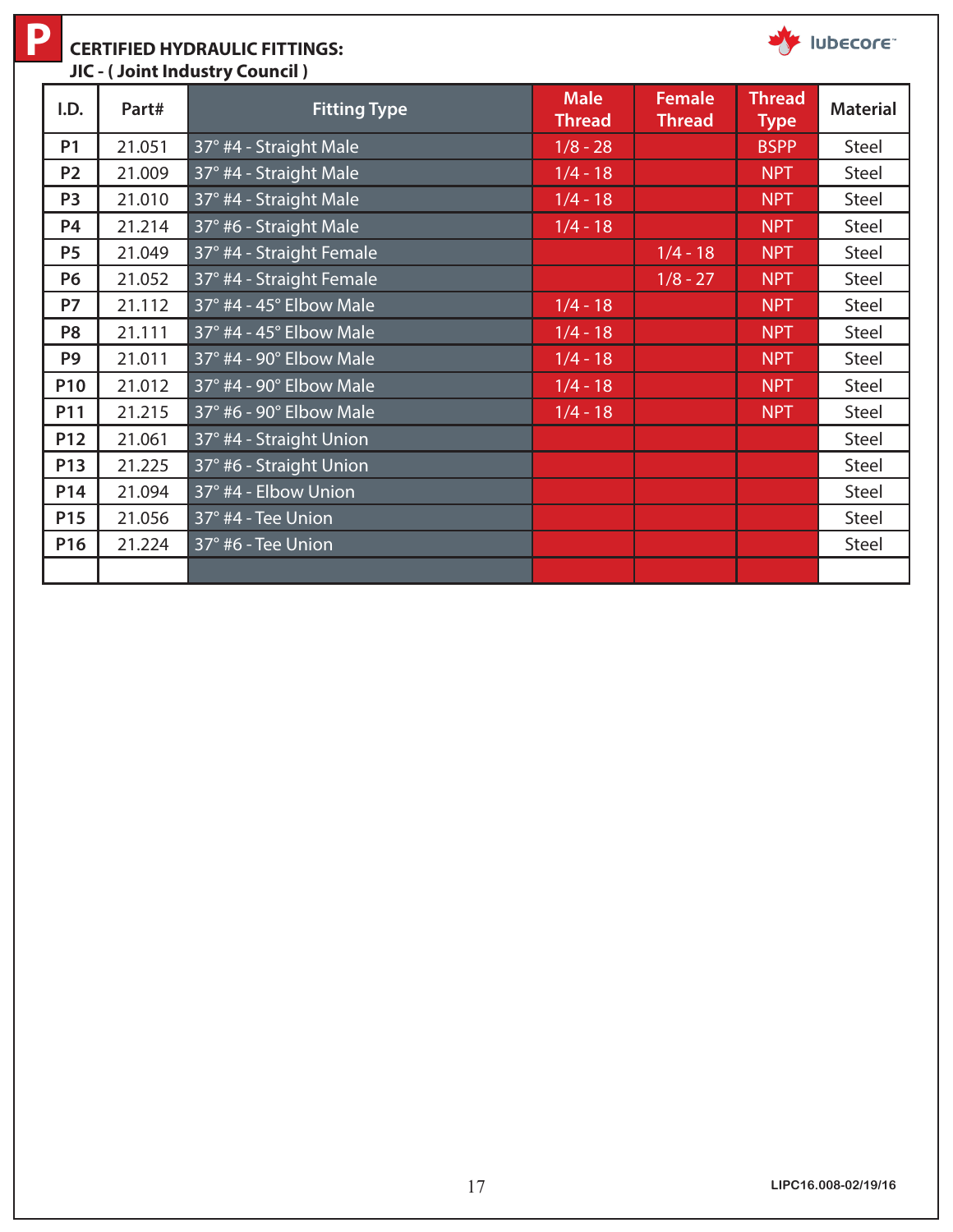## P CERTIFIED HYDRAULIC FITTINGS:
### JIC - ( Joint Industry Council )

| I.D. | Part# | Fitting Type | Male Thread | Female Thread | Thread Type | Material |
|---|---|---|---|---|---|---|
| P1 | 21.051 | 37° #4 - Straight Male | 1/8 - 28 | | BSPP | Steel |
| P2 | 21.009 | 37° #4 - Straight Male | 1/4 - 18 | | NPT | Steel |
| P3 | 21.010 | 37° #4 - Straight Male | 1/4 - 18 | | NPT | Steel |
| P4 | 21.214 | 37° #6 - Straight Male | 1/4 - 18 | | NPT | Steel |
| P5 | 21.049 | 37° #4 - Straight Female | | 1/4 - 18 | NPT | Steel |
| P6 | 21.052 | 37° #4 - Straight Female | | 1/8 - 27 | NPT | Steel |
| P7 | 21.112 | 37° #4 - 45° Elbow Male | 1/4 - 18 | | NPT | Steel |
| P8 | 21.111 | 37° #4 - 45° Elbow Male | 1/4 - 18 | | NPT | Steel |
| P9 | 21.011 | 37° #4 - 90° Elbow Male | 1/4 - 18 | | NPT | Steel |
| P10 | 21.012 | 37° #4 - 90° Elbow Male | 1/4 - 18 | | NPT | Steel |
| P11 | 21.215 | 37° #6 - 90° Elbow Male | 1/4 - 18 | | NPT | Steel |
| P12 | 21.061 | 37° #4 - Straight Union | | | | Steel |
| P13 | 21.225 | 37° #6 - Straight Union | | | | Steel |
| P14 | 21.094 | 37° #4 - Elbow Union | | | | Steel |
| P15 | 21.056 | 37° #4 - Tee Union | | | | Steel |
| P16 | 21.224 | 37° #6 - Tee Union | | | | Steel |
| | | | | | | |

LIPC16.008-02/19/16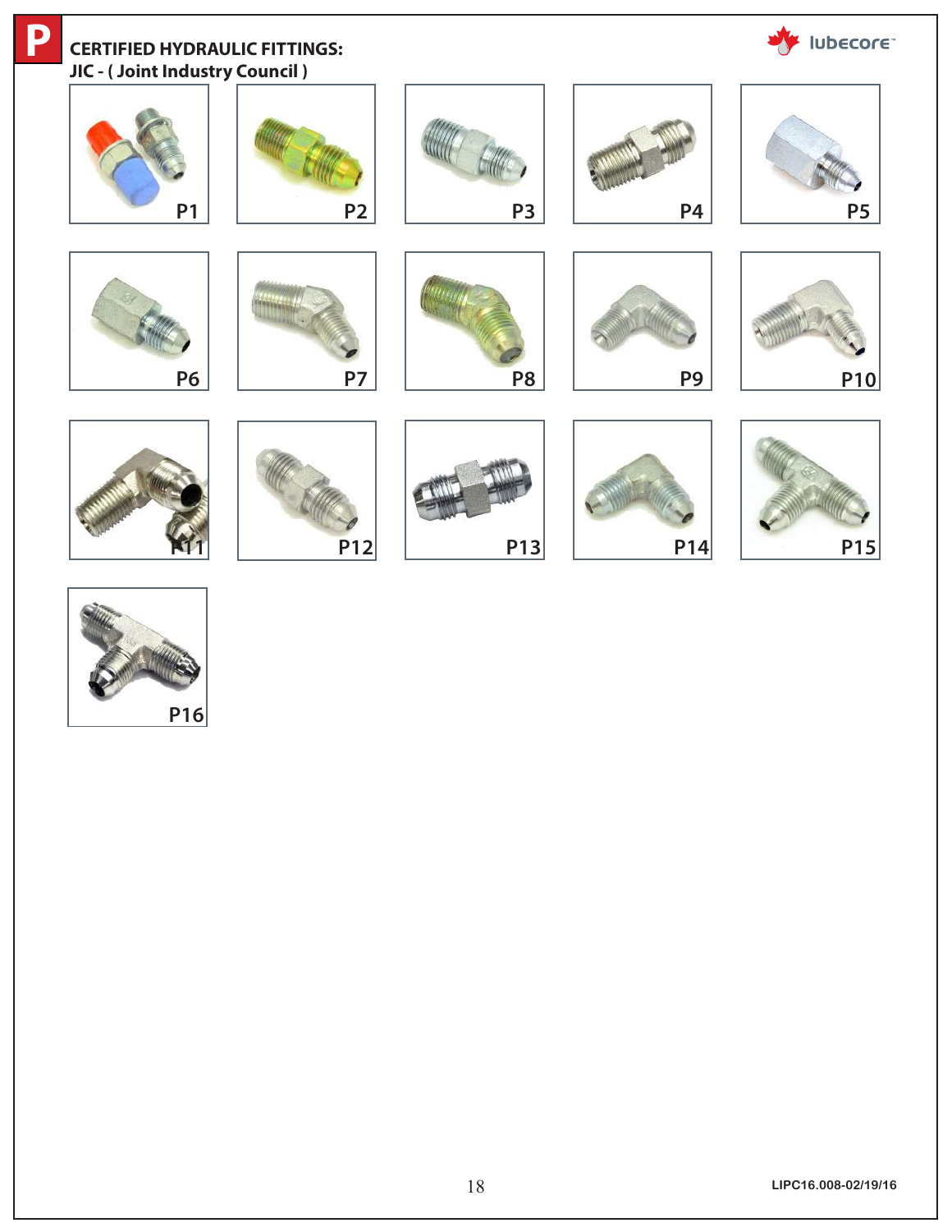# CERTIFIED HYDRAULIC FITTINGS:
## JIC - ( Joint Industry Council )

P1

P2

P3

P4

P5

P6

P7

P8

P9

P10

P11

P12

P13

P14

P15

P16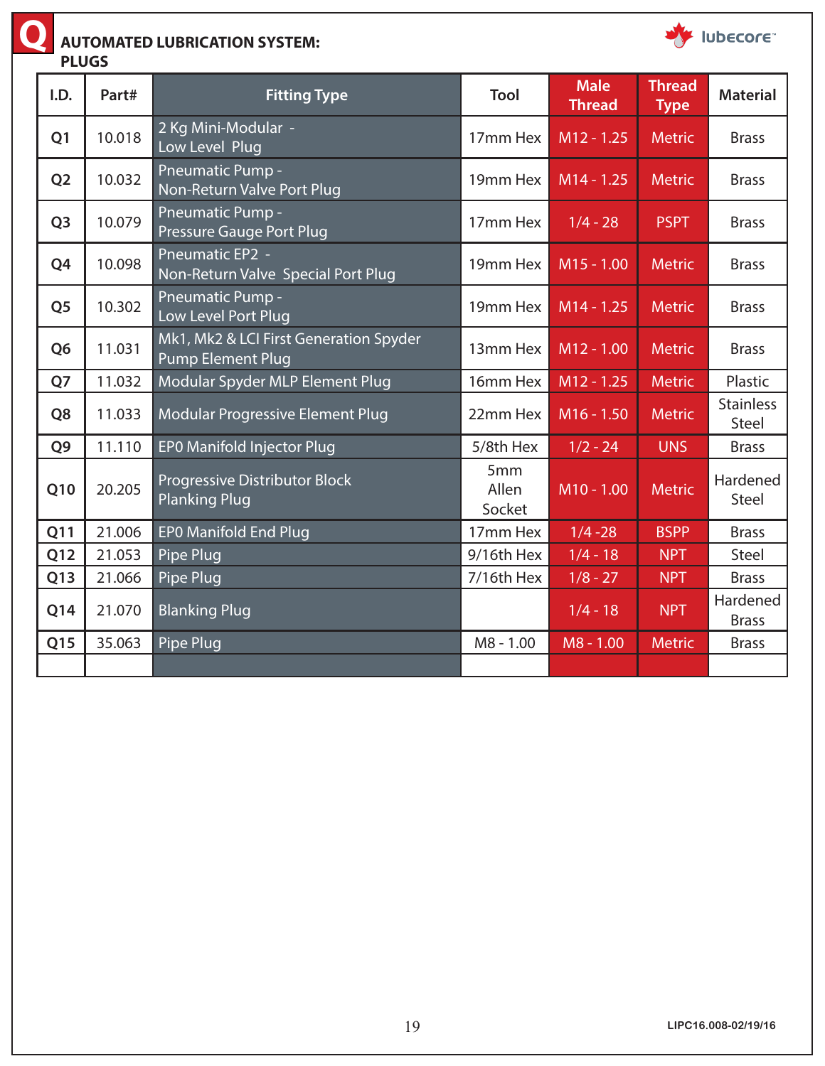# Q AUTOMATED LUBRICATION SYSTEM: PLUGS

lubecore™

| I.D. | Part# | Fitting Type | Tool | Male Thread | Thread Type | Material |
|---|---|---|---|---|---|---|
| Q1 | 10.018 | 2 Kg Mini-Modular - Low Level Plug | 17mm Hex | M12 - 1.25 | Metric | Brass |
| Q2 | 10.032 | Pneumatic Pump - Non-Return Valve Port Plug | 19mm Hex | M14 - 1.25 | Metric | Brass |
| Q3 | 10.079 | Pneumatic Pump - Pressure Gauge Port Plug | 17mm Hex | 1/4 - 28 | PSPT | Brass |
| Q4 | 10.098 | Pneumatic EP2 - Non-Return Valve Special Port Plug | 19mm Hex | M15 - 1.00 | Metric | Brass |
| Q5 | 10.302 | Pneumatic Pump - Low Level Port Plug | 19mm Hex | M14 - 1.25 | Metric | Brass |
| Q6 | 11.031 | Mk1, Mk2 & LCI First Generation Spyder Pump Element Plug | 13mm Hex | M12 - 1.00 | Metric | Brass |
| Q7 | 11.032 | Modular Spyder MLP Element Plug | 16mm Hex | M12 - 1.25 | Metric | Plastic |
| Q8 | 11.033 | Modular Progressive Element Plug | 22mm Hex | M16 - 1.50 | Metric | Stainless Steel |
| Q9 | 11.110 | EP0 Manifold Injector Plug | 5/8th Hex | 1/2 - 24 | UNS | Brass |
| Q10 | 20.205 | Progressive Distributor Block Planking Plug | 5mm Allen Socket | M10 - 1.00 | Metric | Hardened Steel |
| Q11 | 21.006 | EP0 Manifold End Plug | 17mm Hex | 1/4 -28 | BSPP | Brass |
| Q12 | 21.053 | Pipe Plug | 9/16th Hex | 1/4 - 18 | NPT | Steel |
| Q13 | 21.066 | Pipe Plug | 7/16th Hex | 1/8 - 27 | NPT | Brass |
| Q14 | 21.070 | Blanking Plug | | 1/4 - 18 | NPT | Hardened Brass |
| Q15 | 35.063 | Pipe Plug | M8 - 1.00 | M8 - 1.00 | Metric | Brass |
| | | | | | | |

LIPC16.008-02/19/16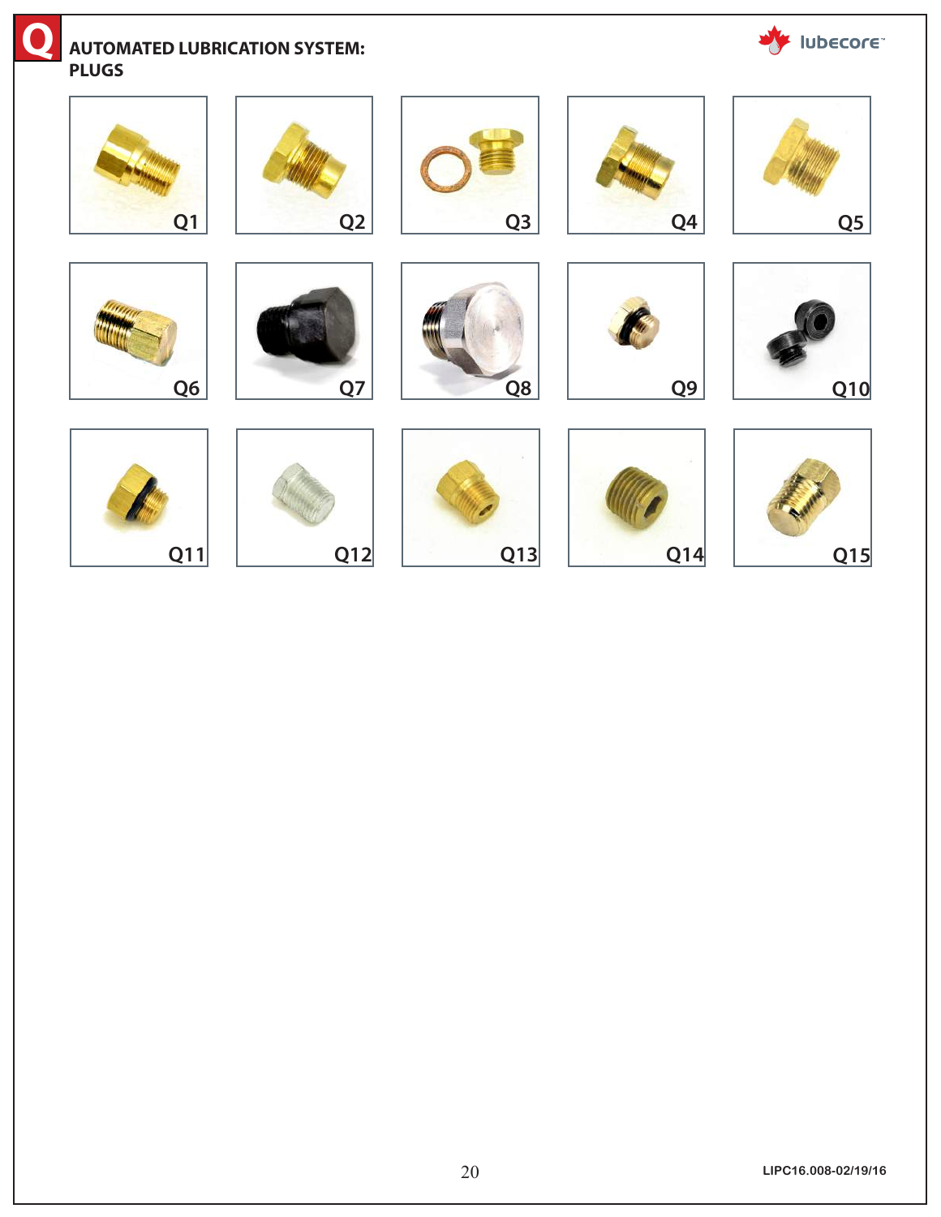# AUTOMATED LUBRICATION SYSTEM: PLUGS

Q1

Q2

Q3

Q4

Q5

Q6

Q7

Q8

Q9

Q10

Q11

Q12

Q13

Q14

Q15

LIPC16.008-02/19/16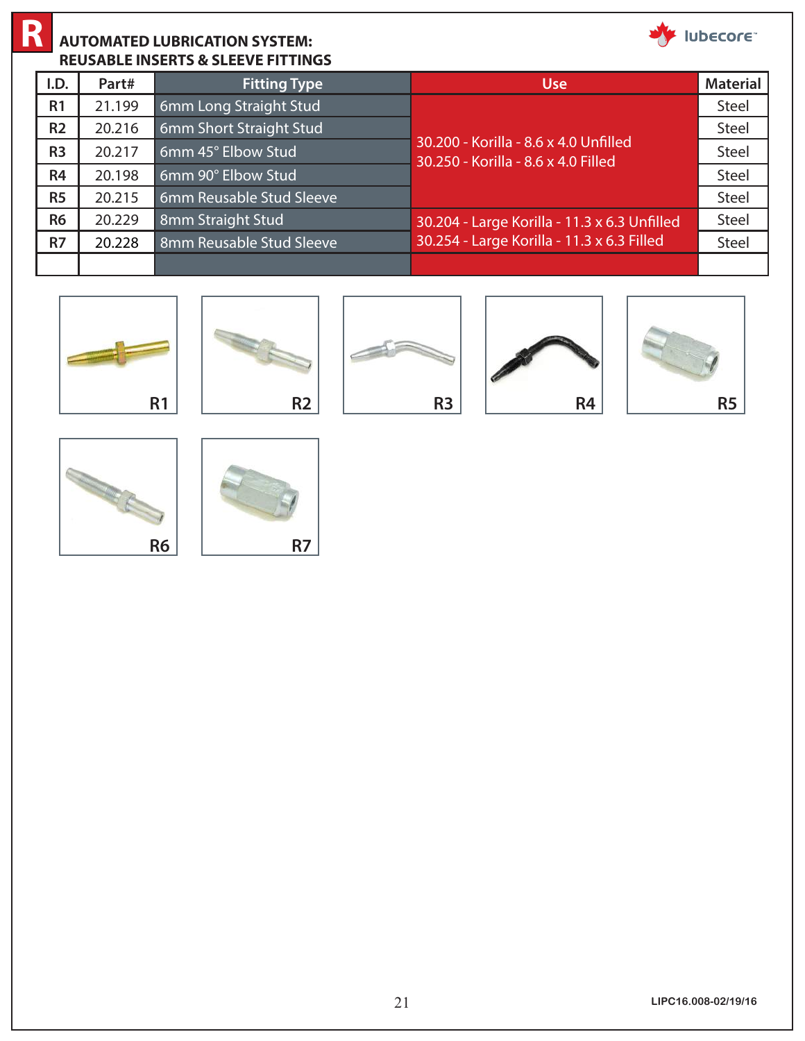# R AUTOMATED LUBRICATION SYSTEM: REUSABLE INSERTS & SLEEVE FITTINGS

| I.D. | Part# | Fitting Type | Use | Material |
|---|---|---|---|---|
| R1 | 21.199 | 6mm Long Straight Stud | 30.200 - Korilla - 8.6 x 4.0 Unfilled<br>30.250 - Korilla - 8.6 x 4.0 Filled | Steel |
| R2 | 20.216 | 6mm Short Straight Stud | | Steel |
| R3 | 20.217 | 6mm 45° Elbow Stud | | Steel |
| R4 | 20.198 | 6mm 90° Elbow Stud | | Steel |
| R5 | 20.215 | 6mm Reusable Stud Sleeve | | Steel |
| R6 | 20.229 | 8mm Straight Stud | 30.204 - Large Korilla - 11.3 x 6.3 Unfilled<br>30.254 - Large Korilla - 11.3 x 6.3 Filled | Steel |
| R7 | 20.228 | 8mm Reusable Stud Sleeve | | Steel |
| | | | | |

R1

R2

R3

R4

R5

R6

R7

LIPC16.008-02/19/16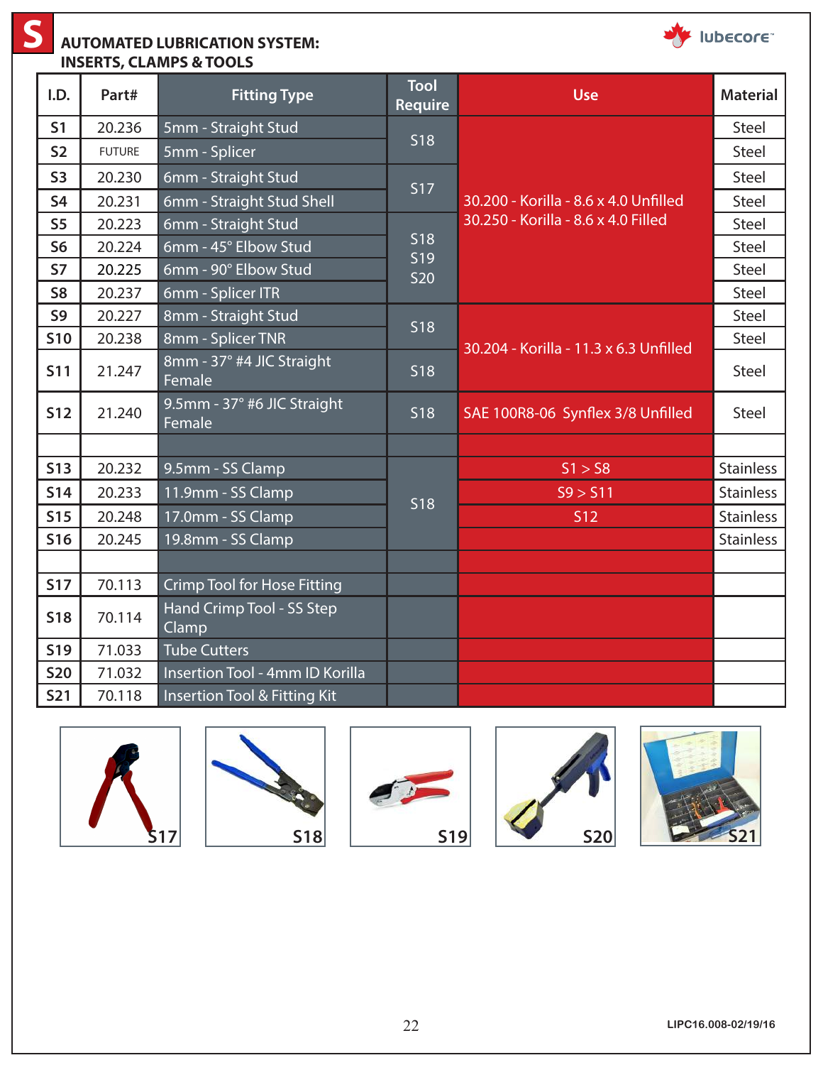# S AUTOMATED LUBRICATION SYSTEM: INSERTS, CLAMPS & TOOLS

lubecore

| I.D. | Part# | Fitting Type | Tool Require | Use | Material |
|---|---|---|---|---|---|
| S1 | 20.236 | 5mm - Straight Stud | S18 | 30.200 - Korilla - 8.6 x 4.0 Unfilled<br>30.250 - Korilla - 8.6 x 4.0 Filled | Steel |
| S2 | FUTURE | 5mm - Splicer | | | Steel |
| S3 | 20.230 | 6mm - Straight Stud | S17 | | Steel |
| S4 | 20.231 | 6mm - Straight Stud Shell | | | Steel |
| S5 | 20.223 | 6mm - Straight Stud | S18<br>S19<br>S20 | | Steel |
| S6 | 20.224 | 6mm - 45° Elbow Stud | | | Steel |
| S7 | 20.225 | 6mm - 90° Elbow Stud | | | Steel |
| S8 | 20.237 | 6mm - Splicer ITR | | | Steel |
| S9 | 20.227 | 8mm - Straight Stud | S18 | 30.204 - Korilla - 11.3 x 6.3 Unfilled | Steel |
| S10 | 20.238 | 8mm - Splicer TNR | | | Steel |
| S11 | 21.247 | 8mm - 37° #4 JIC Straight Female | S18 | | Steel |
| S12 | 21.240 | 9.5mm - 37° #6 JIC Straight Female | S18 | SAE 100R8-06 Synflex 3/8 Unfilled | Steel |
| | | | | | |
| S13 | 20.232 | 9.5mm - SS Clamp | S18 | S1 > S8 | Stainless |
| S14 | 20.233 | 11.9mm - SS Clamp | | S9 > S11 | Stainless |
| S15 | 20.248 | 17.0mm - SS Clamp | | S12 | Stainless |
| S16 | 20.245 | 19.8mm - SS Clamp | | | Stainless |
| | | | | | |
| S17 | 70.113 | Crimp Tool for Hose Fitting | | | |
| S18 | 70.114 | Hand Crimp Tool - SS Step Clamp | | | |
| S19 | 71.033 | Tube Cutters | | | |
| S20 | 71.032 | Insertion Tool - 4mm ID Korilla | | | |
| S21 | 70.118 | Insertion Tool & Fitting Kit | | | |

S17 S18 S19 S20 S21

LIPC16.008-02/19/16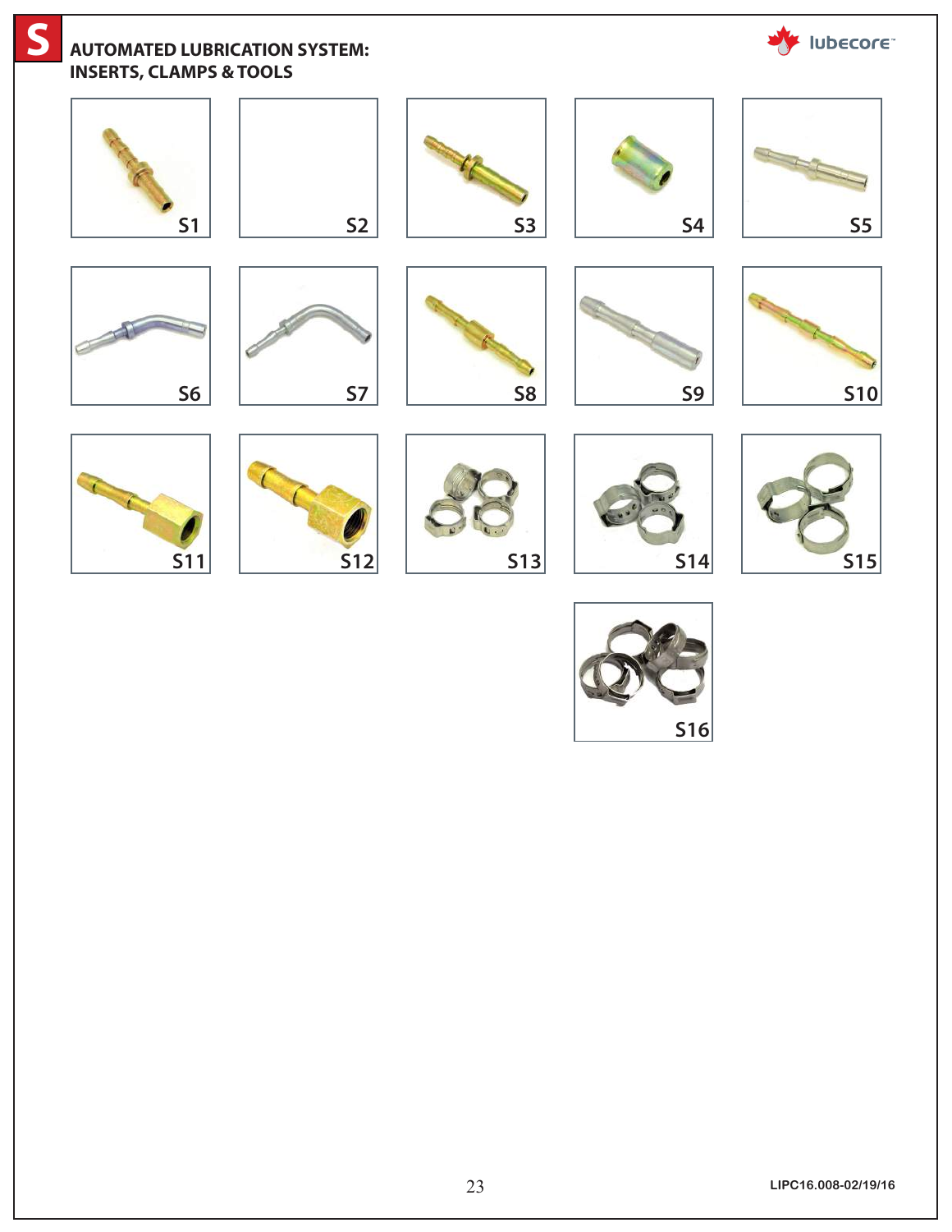# S AUTOMATED LUBRICATION SYSTEM: INSERTS, CLAMPS & TOOLS

S1

S2

S3

S4

S5

S6

S7

S8

S9

S10

S11

S12

S13

S14

S15

S16